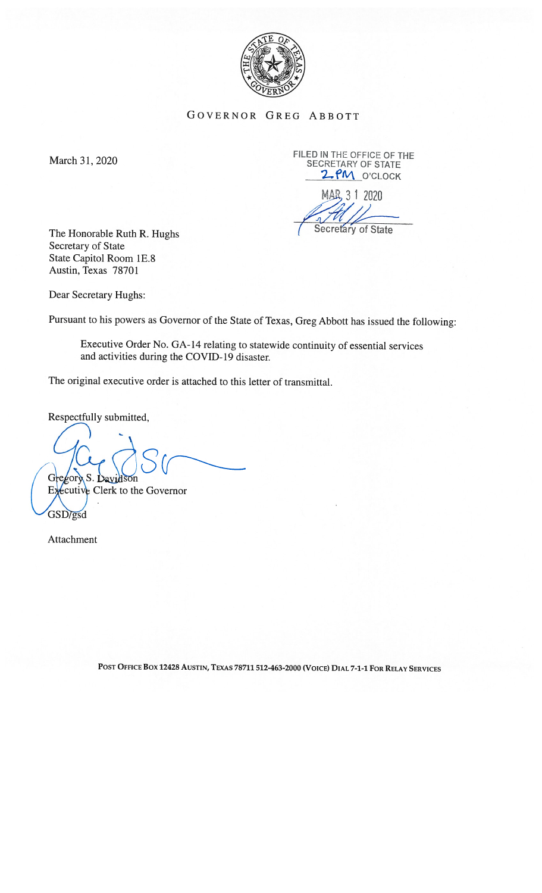GOVERNOR GREG ABBOTT

March 31, 2020

FILED IN THE OFFICE OF THE
SECRETARY OF STATE
2 PM O'CLOCK

MAR 31 2020

Secretary of State

The Honorable Ruth R. Hughs
Secretary of State
State Capitol Room 1E.8
Austin, Texas 78701

Dear Secretary Hughs:

Pursuant to his powers as Governor of the State of Texas, Greg Abbott has issued the following:

> Executive Order No. GA-14 relating to statewide continuity of essential services and activities during the COVID-19 disaster.

The original executive order is attached to this letter of transmittal.

Respectfully submitted,

Gregory S. Davidson
Executive Clerk to the Governor

GSD/gsd

Attachment

POST OFFICE BOX 12428 AUSTIN, TEXAS 78711 512-463-2000 (VOICE) DIAL 7-1-1 FOR RELAY SERVICES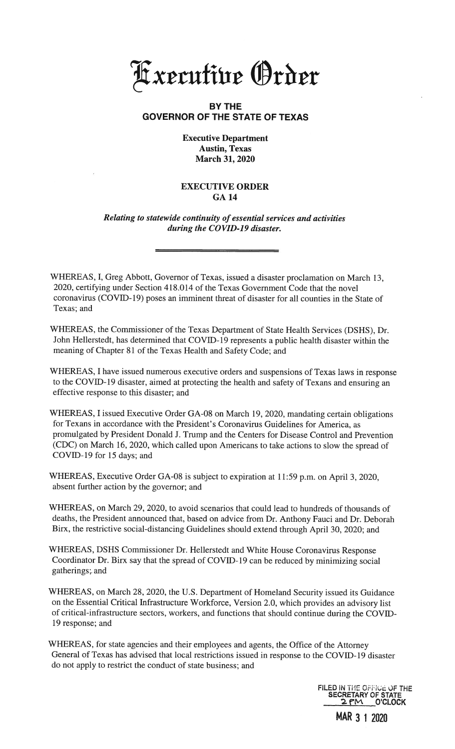# Executive Order

**BY THE**
**GOVERNOR OF THE STATE OF TEXAS**

**Executive Department**
**Austin, Texas**
**March 31, 2020**

**EXECUTIVE ORDER**
**GA 14**

***Relating to statewide continuity of essential services and activities during the COVID-19 disaster.***

---

WHEREAS, I, Greg Abbott, Governor of Texas, issued a disaster proclamation on March 13, 2020, certifying under Section 418.014 of the Texas Government Code that the novel coronavirus (COVID-19) poses an imminent threat of disaster for all counties in the State of Texas; and

WHEREAS, the Commissioner of the Texas Department of State Health Services (DSHS), Dr. John Hellerstedt, has determined that COVID-19 represents a public health disaster within the meaning of Chapter 81 of the Texas Health and Safety Code; and

WHEREAS, I have issued numerous executive orders and suspensions of Texas laws in response to the COVID-19 disaster, aimed at protecting the health and safety of Texans and ensuring an effective response to this disaster; and

WHEREAS, I issued Executive Order GA-08 on March 19, 2020, mandating certain obligations for Texans in accordance with the President's Coronavirus Guidelines for America, as promulgated by President Donald J. Trump and the Centers for Disease Control and Prevention (CDC) on March 16, 2020, which called upon Americans to take actions to slow the spread of COVID-19 for 15 days; and

WHEREAS, Executive Order GA-08 is subject to expiration at 11:59 p.m. on April 3, 2020, absent further action by the governor; and

WHEREAS, on March 29, 2020, to avoid scenarios that could lead to hundreds of thousands of deaths, the President announced that, based on advice from Dr. Anthony Fauci and Dr. Deborah Birx, the restrictive social-distancing Guidelines should extend through April 30, 2020; and

WHEREAS, DSHS Commissioner Dr. Hellerstedt and White House Coronavirus Response Coordinator Dr. Birx say that the spread of COVID-19 can be reduced by minimizing social gatherings; and

WHEREAS, on March 28, 2020, the U.S. Department of Homeland Security issued its Guidance on the Essential Critical Infrastructure Workforce, Version 2.0, which provides an advisory list of critical-infrastructure sectors, workers, and functions that should continue during the COVID-19 response; and

WHEREAS, for state agencies and their employees and agents, the Office of the Attorney General of Texas has advised that local restrictions issued in response to the COVID-19 disaster do not apply to restrict the conduct of state business; and

FILED IN THE OFFICE OF THE SECRETARY OF STATE
2 PM O'CLOCK
MAR 3 1 2020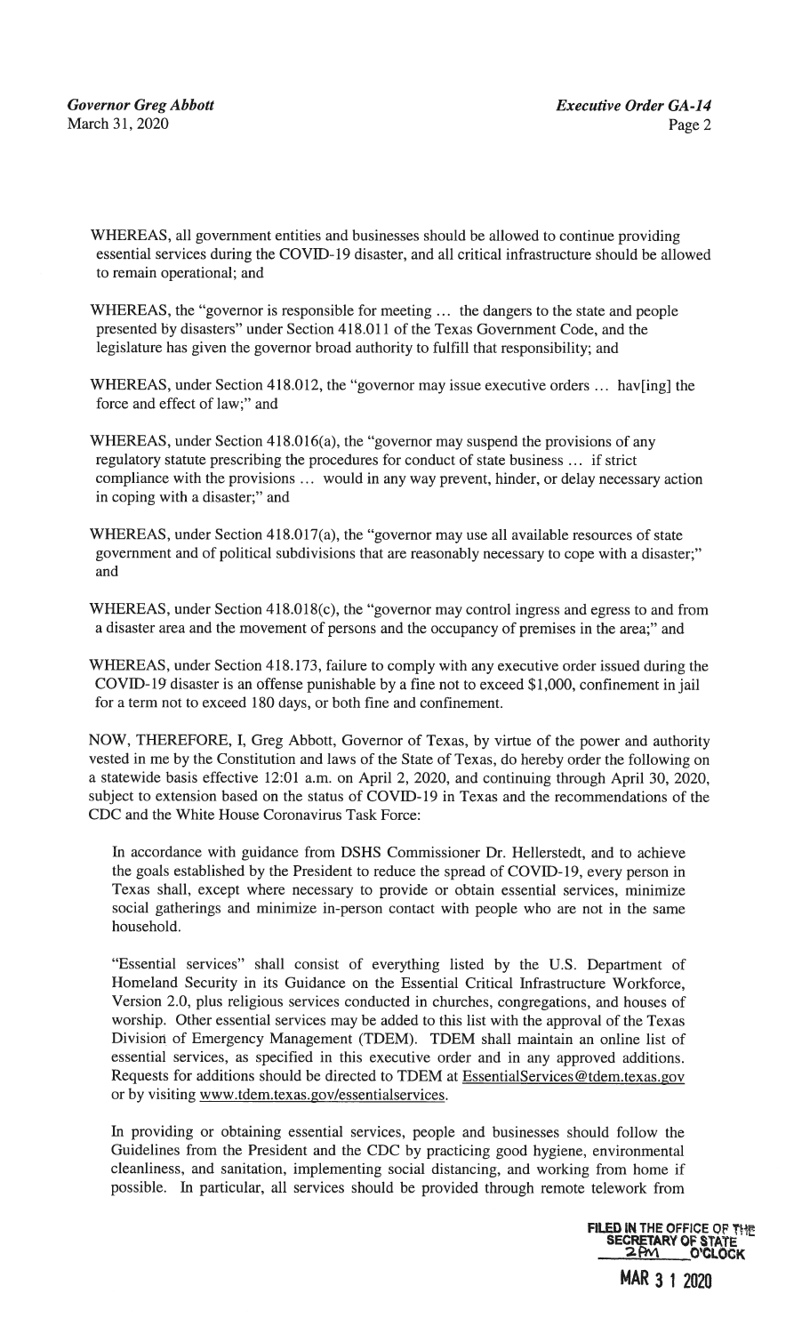WHEREAS, all government entities and businesses should be allowed to continue providing essential services during the COVID-19 disaster, and all critical infrastructure should be allowed to remain operational; and

WHEREAS, the "governor is responsible for meeting ... the dangers to the state and people presented by disasters" under Section 418.011 of the Texas Government Code, and the legislature has given the governor broad authority to fulfill that responsibility; and

WHEREAS, under Section 418.012, the "governor may issue executive orders ... hav[ing] the force and effect of law;" and

WHEREAS, under Section 418.016(a), the "governor may suspend the provisions of any regulatory statute prescribing the procedures for conduct of state business ... if strict compliance with the provisions ... would in any way prevent, hinder, or delay necessary action in coping with a disaster;" and

WHEREAS, under Section 418.017(a), the "governor may use all available resources of state government and of political subdivisions that are reasonably necessary to cope with a disaster;" and

WHEREAS, under Section 418.018(c), the "governor may control ingress and egress to and from a disaster area and the movement of persons and the occupancy of premises in the area;" and

WHEREAS, under Section 418.173, failure to comply with any executive order issued during the COVID-19 disaster is an offense punishable by a fine not to exceed $1,000, confinement in jail for a term not to exceed 180 days, or both fine and confinement.

NOW, THEREFORE, I, Greg Abbott, Governor of Texas, by virtue of the power and authority vested in me by the Constitution and laws of the State of Texas, do hereby order the following on a statewide basis effective 12:01 a.m. on April 2, 2020, and continuing through April 30, 2020, subject to extension based on the status of COVID-19 in Texas and the recommendations of the CDC and the White House Coronavirus Task Force:

In accordance with guidance from DSHS Commissioner Dr. Hellerstedt, and to achieve the goals established by the President to reduce the spread of COVID-19, every person in Texas shall, except where necessary to provide or obtain essential services, minimize social gatherings and minimize in-person contact with people who are not in the same household.

"Essential services" shall consist of everything listed by the U.S. Department of Homeland Security in its Guidance on the Essential Critical Infrastructure Workforce, Version 2.0, plus religious services conducted in churches, congregations, and houses of worship. Other essential services may be added to this list with the approval of the Texas Division of Emergency Management (TDEM). TDEM shall maintain an online list of essential services, as specified in this executive order and in any approved additions. Requests for additions should be directed to TDEM at EssentialServices@tdem.texas.gov or by visiting www.tdem.texas.gov/essentialservices.

In providing or obtaining essential services, people and businesses should follow the Guidelines from the President and the CDC by practicing good hygiene, environmental cleanliness, and sanitation, implementing social distancing, and working from home if possible. In particular, all services should be provided through remote telework from

FILED IN THE OFFICE OF THE SECRETARY OF STATE 2PM O'CLOCK

MAR 31 2020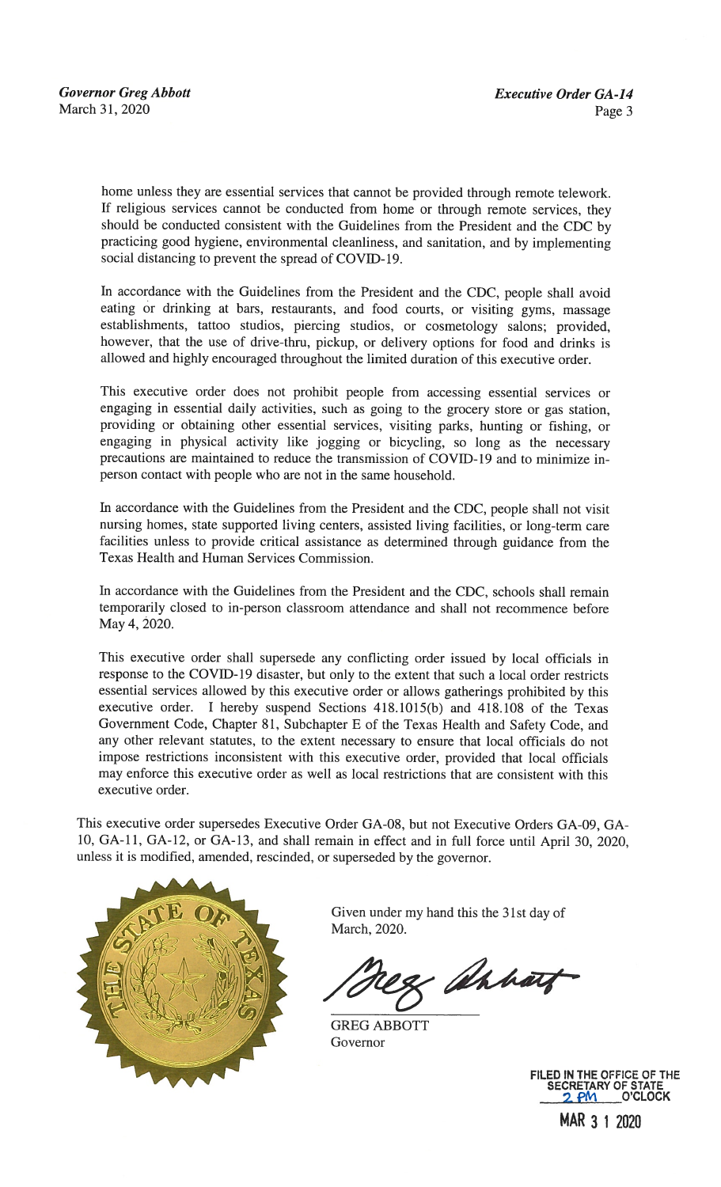home unless they are essential services that cannot be provided through remote telework. If religious services cannot be conducted from home or through remote services, they should be conducted consistent with the Guidelines from the President and the CDC by practicing good hygiene, environmental cleanliness, and sanitation, and by implementing social distancing to prevent the spread of COVID-19.

In accordance with the Guidelines from the President and the CDC, people shall avoid eating or drinking at bars, restaurants, and food courts, or visiting gyms, massage establishments, tattoo studios, piercing studios, or cosmetology salons; provided, however, that the use of drive-thru, pickup, or delivery options for food and drinks is allowed and highly encouraged throughout the limited duration of this executive order.

This executive order does not prohibit people from accessing essential services or engaging in essential daily activities, such as going to the grocery store or gas station, providing or obtaining other essential services, visiting parks, hunting or fishing, or engaging in physical activity like jogging or bicycling, so long as the necessary precautions are maintained to reduce the transmission of COVID-19 and to minimize in-person contact with people who are not in the same household.

In accordance with the Guidelines from the President and the CDC, people shall not visit nursing homes, state supported living centers, assisted living facilities, or long-term care facilities unless to provide critical assistance as determined through guidance from the Texas Health and Human Services Commission.

In accordance with the Guidelines from the President and the CDC, schools shall remain temporarily closed to in-person classroom attendance and shall not recommence before May 4, 2020.

This executive order shall supersede any conflicting order issued by local officials in response to the COVID-19 disaster, but only to the extent that such a local order restricts essential services allowed by this executive order or allows gatherings prohibited by this executive order. I hereby suspend Sections 418.1015(b) and 418.108 of the Texas Government Code, Chapter 81, Subchapter E of the Texas Health and Safety Code, and any other relevant statutes, to the extent necessary to ensure that local officials do not impose restrictions inconsistent with this executive order, provided that local officials may enforce this executive order as well as local restrictions that are consistent with this executive order.

This executive order supersedes Executive Order GA-08, but not Executive Orders GA-09, GA-10, GA-11, GA-12, or GA-13, and shall remain in effect and in full force until April 30, 2020, unless it is modified, amended, rescinded, or superseded by the governor.

Given under my hand this the 31st day of March, 2020.

GREG ABBOTT
Governor

FILED IN THE OFFICE OF THE SECRETARY OF STATE
2 PM O'CLOCK

MAR 31 2020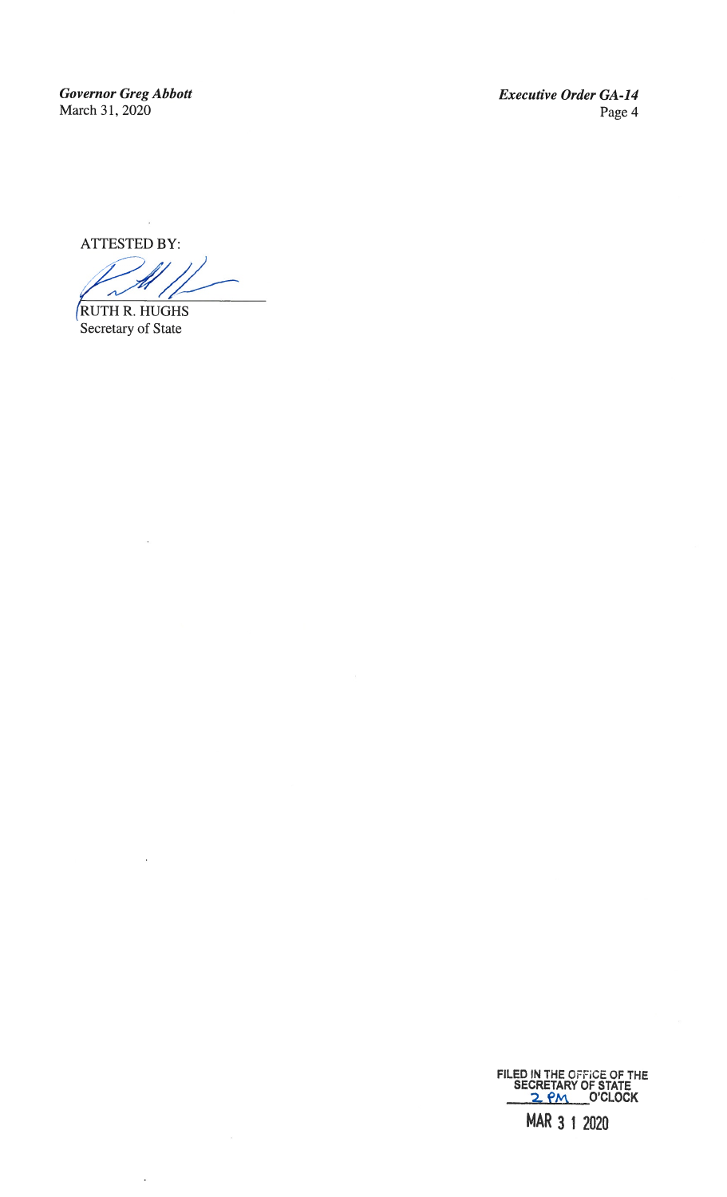ATTESTED BY:

RUTH R. HUGHS
Secretary of State

FILED IN THE OFFICE OF THE
SECRETARY OF STATE
2 PM O'CLOCK

MAR 3 1 2020